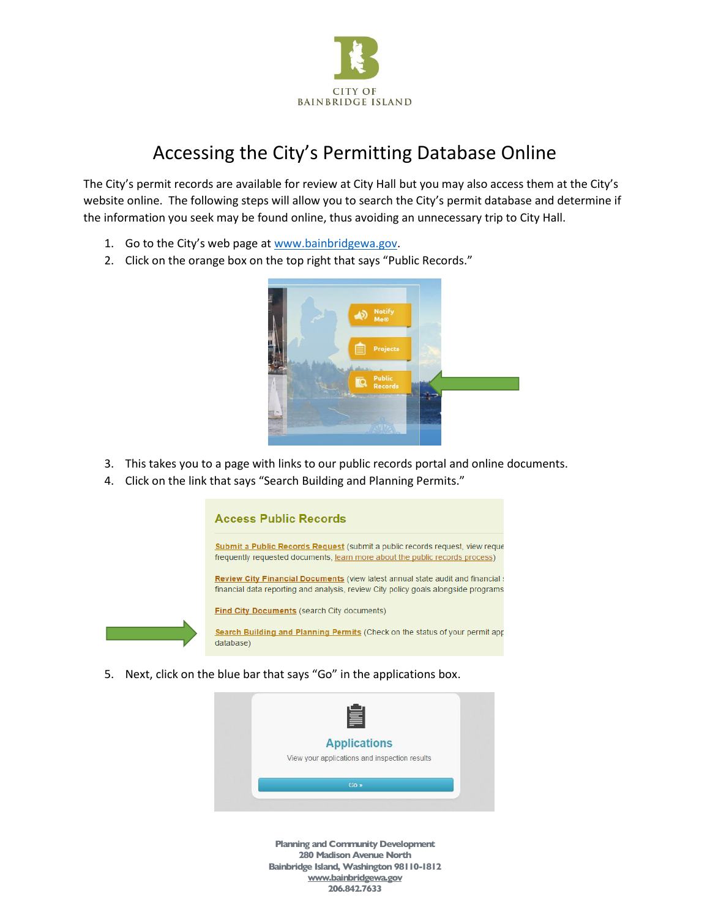CITY OF
BAINBRIDGE ISLAND

# Accessing the City's Permitting Database Online

The City's permit records are available for review at City Hall but you may also access them at the City's website online. The following steps will allow you to search the City's permit database and determine if the information you seek may be found online, thus avoiding an unnecessary trip to City Hall.

1. Go to the City's web page at www.bainbridgewa.gov.
2. Click on the orange box on the top right that says "Public Records."
3. This takes you to a page with links to our public records portal and online documents.
4. Click on the link that says "Search Building and Planning Permits."
5. Next, click on the blue bar that says "Go" in the applications box.

Planning and Community Development
280 Madison Avenue North
Bainbridge Island, Washington 98110-1812
www.bainbridgewa.gov
206.842.7633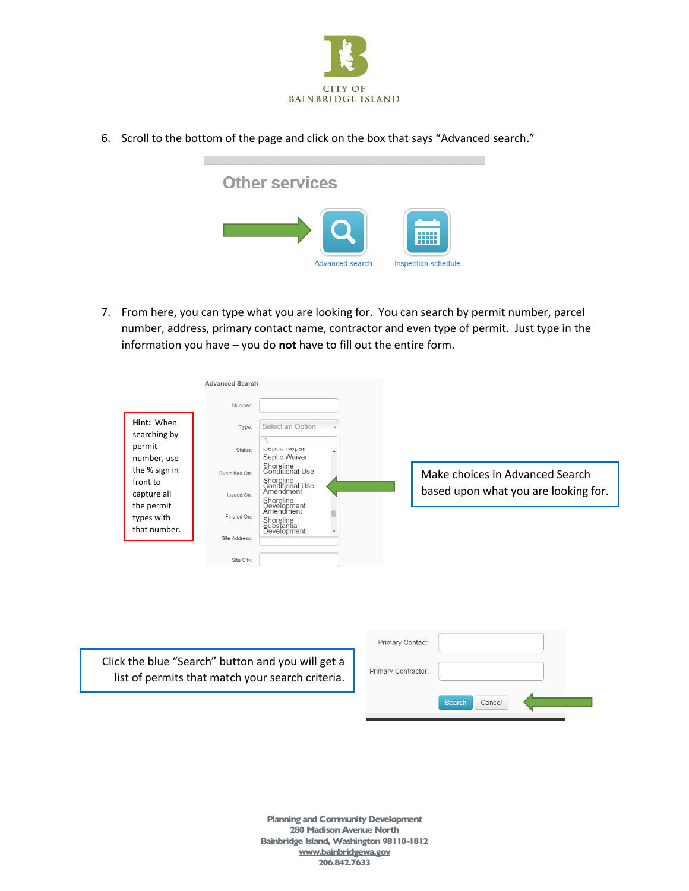6. Scroll to the bottom of the page and click on the box that says "Advanced search."

7. From here, you can type what you are looking for. You can search by permit number, parcel number, address, primary contact name, contractor and even type of permit. Just type in the information you have – you do **not** have to fill out the entire form.

**Hint:** When searching by permit number, use the % sign in front to capture all the permit types with that number.

Make choices in Advanced Search based upon what you are looking for.

Click the blue "Search" button and you will get a list of permits that match your search criteria.

Planning and Community Development
280 Madison Avenue North
Bainbridge Island, Washington 98110-1812
www.bainbridgewa.gov
206.842.7633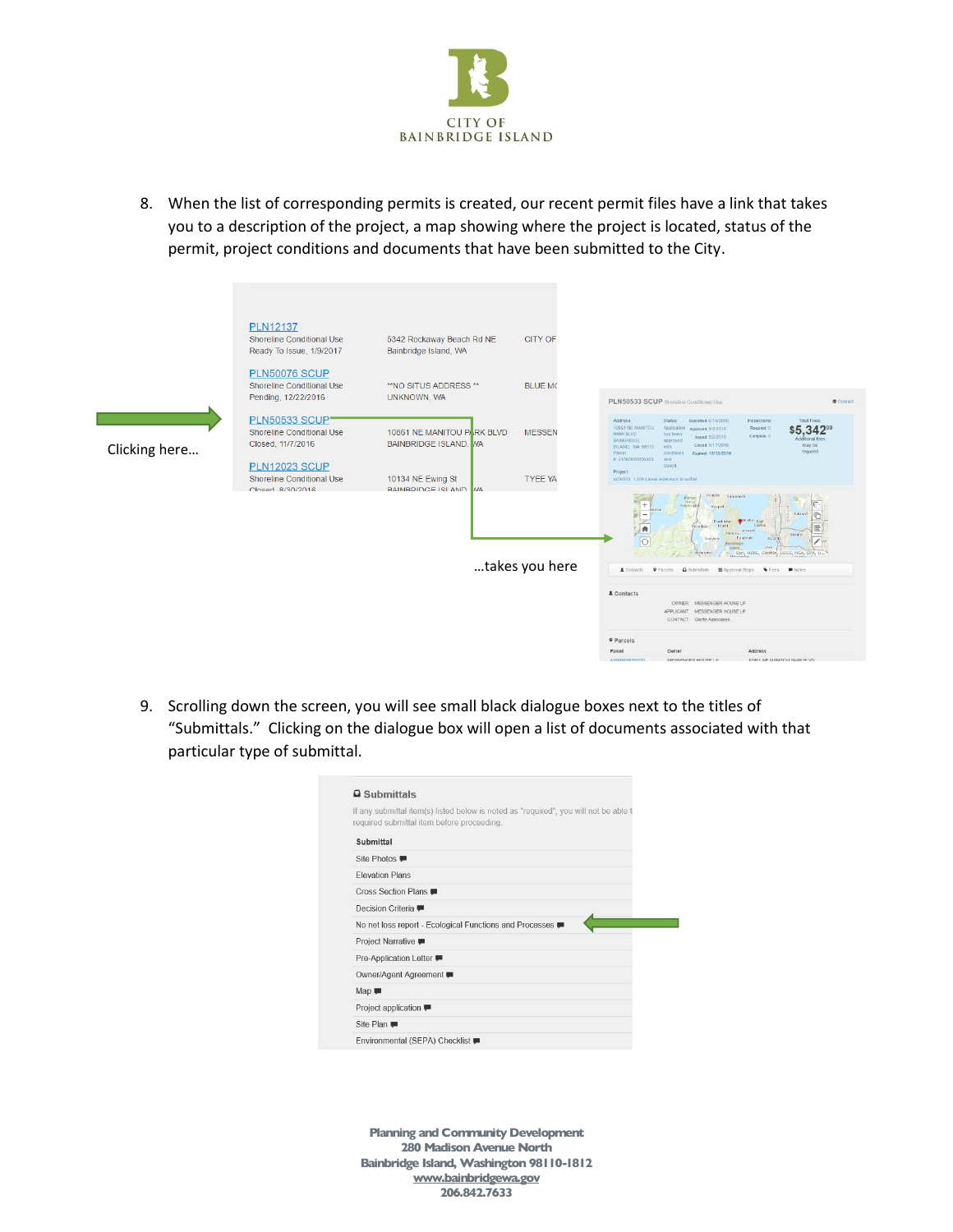8. When the list of corresponding permits is created, our recent permit files have a link that takes you to a description of the project, a map showing where the project is located, status of the permit, project conditions and documents that have been submitted to the City.

| | | |
|---|---|---|
| PLN12137<br>Shoreline Conditional Use<br>Ready To Issue, 1/9/2017 | 5342 Rockaway Beach Rd NE<br>Bainbridge Island, WA | CITY OF |
| PLN50076 SCUP<br>Shoreline Conditional Use<br>Pending, 12/22/2016 | **NO SITUS ADDRESS **<br>UNKNOWN, WA | BLUE MC |
| PLN50533 SCUP<br>Shoreline Conditional Use<br>Closed, 11/7/2016 | 10861 NE MANITOU PARK BLVD<br>BAINBRIDGE ISLAND, WA | MESSEN |
| PLN12023 SCUP<br>Shoreline Conditional Use<br>Closed, 8/30/2016 | 10134 NE Ewing St<br>BAINBRIDGE ISLAND, WA | TYEE YA |

Clicking here…

…takes you here

PLN50533 SCUP Shoreline Conditional Use

$5,342[00]

Contacts

OWNER: MESSENGER HOUSE LP
APPLICANT: MESSENGER HOUSE LP
CONTACT: Grette Associates

Parcels

9. Scrolling down the screen, you will see small black dialogue boxes next to the titles of "Submittals." Clicking on the dialogue box will open a list of documents associated with that particular type of submittal.

**Submittals**

If any submittal item(s) listed below is noted as "required", you will not be able t required submittal item before proceeding.

| Submittal |
|---|
| Site Photos |
| Elevation Plans |
| Cross Section Plans |
| Decision Criteria |
| No net loss report - Ecological Functions and Processes |
| Project Narrative |
| Pre-Application Letter |
| Owner/Agent Agreement |
| Map |
| Project application |
| Site Plan |
| Environmental (SEPA) Checklist |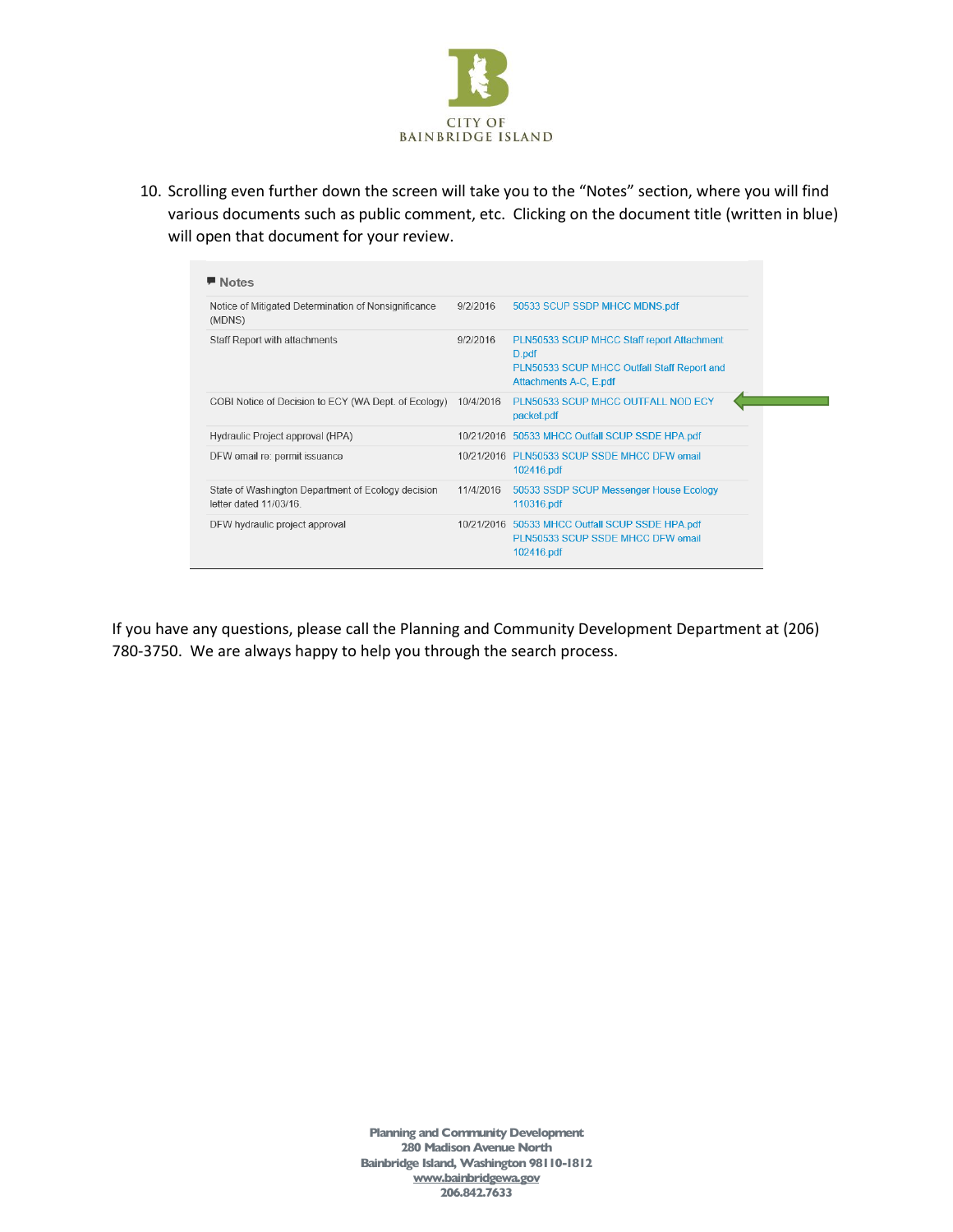10. Scrolling even further down the screen will take you to the "Notes" section, where you will find various documents such as public comment, etc. Clicking on the document title (written in blue) will open that document for your review.

**Notes**

| | | |
|---|---|---|
| Notice of Mitigated Determination of Nonsignificance (MDNS) | 9/2/2016 | 50533 SCUP SSDP MHCC MDNS.pdf |
| Staff Report with attachments | 9/2/2016 | PLN50533 SCUP MHCC Staff report Attachment D.pdf<br>PLN50533 SCUP MHCC Outfall Staff Report and Attachments A-C, E.pdf |
| COBI Notice of Decision to ECY (WA Dept. of Ecology) | 10/4/2016 | PLN50533 SCUP MHCC OUTFALL NOD ECY packet.pdf |
| Hydraulic Project approval (HPA) | 10/21/2016 | 50533 MHCC Outfall SCUP SSDE HPA.pdf |
| DFW email re: permit issuance | 10/21/2016 | PLN50533 SCUP SSDE MHCC DFW email 102416.pdf |
| State of Washington Department of Ecology decision letter dated 11/03/16. | 11/4/2016 | 50533 SSDP SCUP Messenger House Ecology 110316.pdf |
| DFW hydraulic project approval | 10/21/2016 | 50533 MHCC Outfall SCUP SSDE HPA.pdf<br>PLN50533 SCUP SSDE MHCC DFW email 102416.pdf |

If you have any questions, please call the Planning and Community Development Department at (206) 780-3750. We are always happy to help you through the search process.